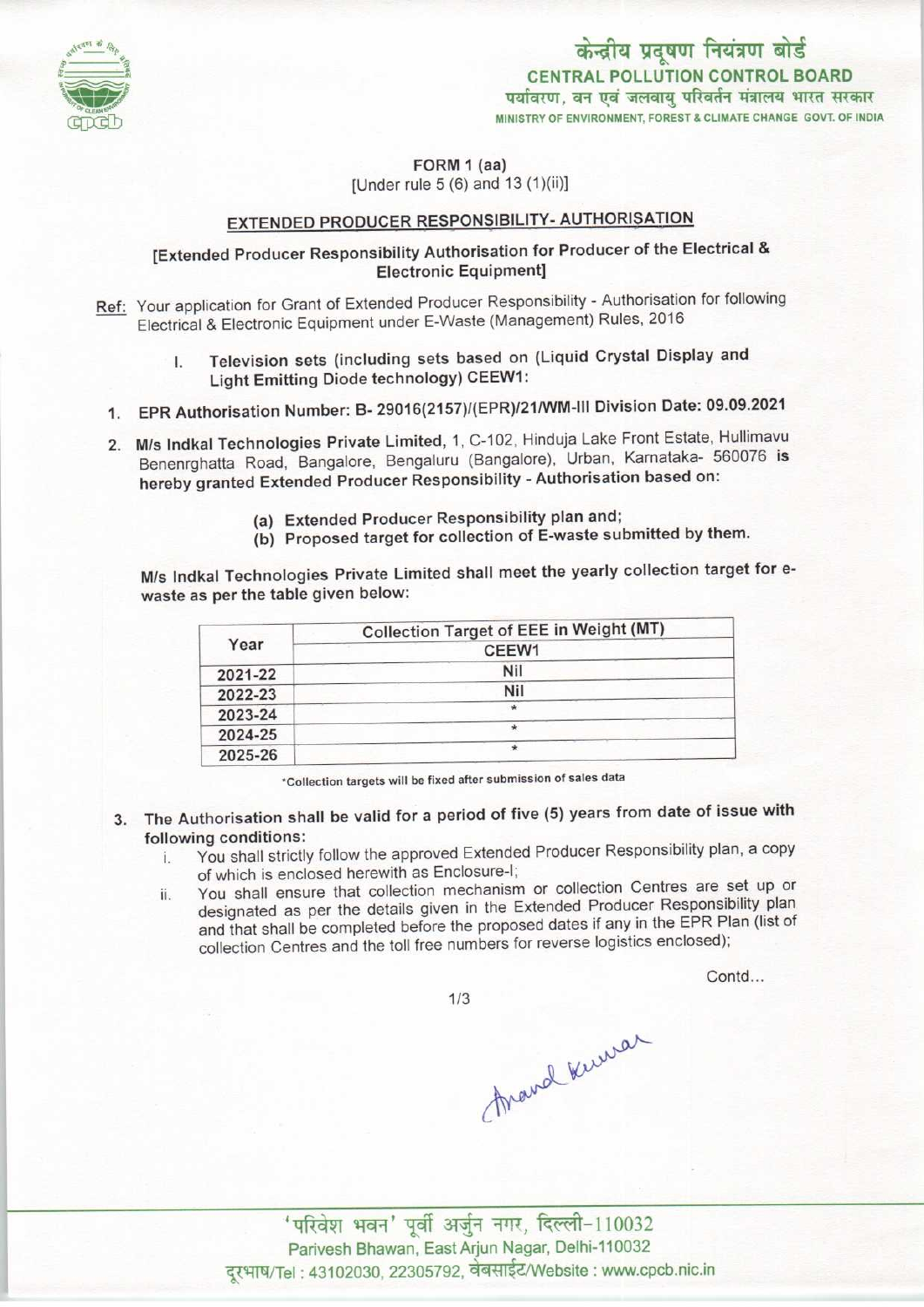केन्द्रीय प्रदूषण नियंत्रण बोर्ड
CENTRAL POLLUTION CONTROL BOARD
पर्यावरण, वन एवं जलवायु परिवर्तन मंत्रालय भारत सरकार
MINISTRY OF ENVIRONMENT, FOREST & CLIMATE CHANGE GOVT. OF INDIA

FORM 1 (aa)
[Under rule 5 (6) and 13 (1)(ii)]

## EXTENDED PRODUCER RESPONSIBILITY- AUTHORISATION

[Extended Producer Responsibility Authorisation for Producer of the Electrical & Electronic Equipment]

Ref: Your application for Grant of Extended Producer Responsibility - Authorisation for following Electrical & Electronic Equipment under E-Waste (Management) Rules, 2016

I. Television sets (including sets based on (Liquid Crystal Display and Light Emitting Diode technology) CEEW1:

1. EPR Authorisation Number: B- 29016(2157)/(EPR)/21/WM-III Division Date: 09.09.2021

2. M/s Indkal Technologies Private Limited, 1, C-102, Hinduja Lake Front Estate, Hullimavu Benenrghatta Road, Bangalore, Bengaluru (Bangalore), Urban, Karnataka- 560076 is hereby granted Extended Producer Responsibility - Authorisation based on:

   (a) Extended Producer Responsibility plan and;
   (b) Proposed target for collection of E-waste submitted by them.

M/s Indkal Technologies Private Limited shall meet the yearly collection target for e-waste as per the table given below:

| Year | Collection Target of EEE in Weight (MT) |
|---|---|
| | CEEW1 |
| 2021-22 | Nil |
| 2022-23 | Nil |
| 2023-24 | * |
| 2024-25 | * |
| 2025-26 | * |

*Collection targets will be fixed after submission of sales data

3. The Authorisation shall be valid for a period of five (5) years from date of issue with following conditions:
   i. You shall strictly follow the approved Extended Producer Responsibility plan, a copy of which is enclosed herewith as Enclosure-I;
   ii. You shall ensure that collection mechanism or collection Centres are set up or designated as per the details given in the Extended Producer Responsibility plan and that shall be completed before the proposed dates if any in the EPR Plan (list of collection Centres and the toll free numbers for reverse logistics enclosed);

Contd...

Anand Kumar

'परिवेश भवन' पूर्वी अर्जुन नगर, दिल्ली-110032
Parivesh Bhawan, East Arjun Nagar, Delhi-110032
दूरभाष/Tel : 43102030, 22305792, वेबसाईट/Website : www.cpcb.nic.in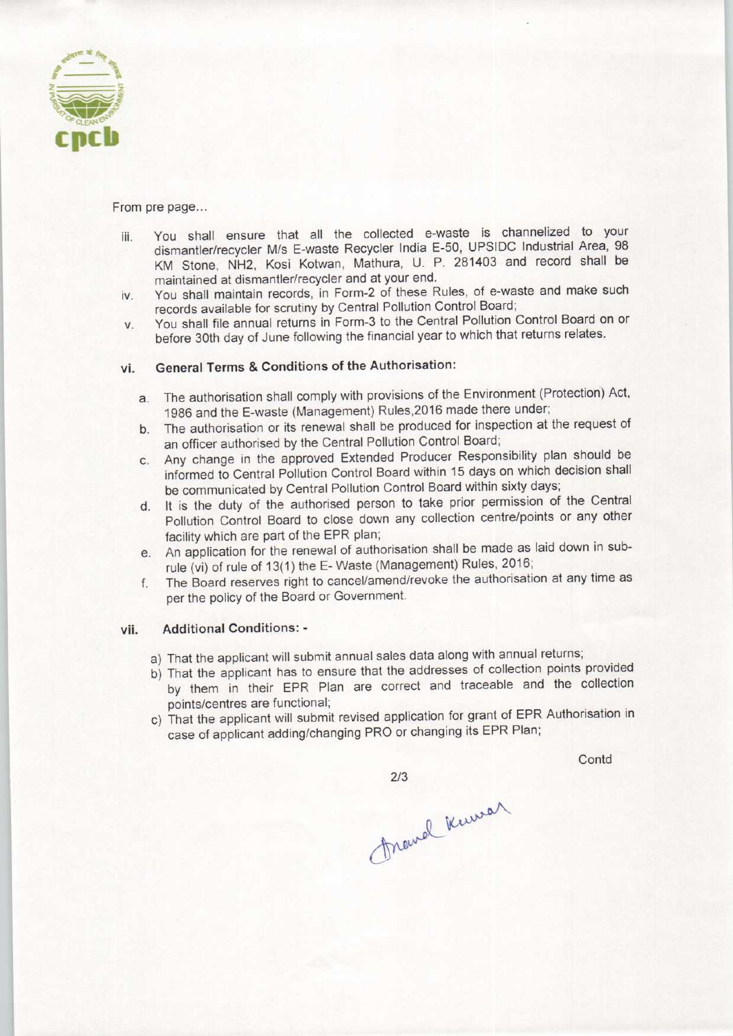From pre page...

iii. You shall ensure that all the collected e-waste is channelized to your dismantler/recycler M/s E-waste Recycler India E-50, UPSIDC Industrial Area, 98 KM Stone, NH2, Kosi Kotwan, Mathura, U. P. 281403 and record shall be maintained at dismantler/recycler and at your end.

iv. You shall maintain records, in Form-2 of these Rules, of e-waste and make such records available for scrutiny by Central Pollution Control Board;

v. You shall file annual returns in Form-3 to the Central Pollution Control Board on or before 30th day of June following the financial year to which that returns relates.

vi. **General Terms & Conditions of the Authorisation:**

a. The authorisation shall comply with provisions of the Environment (Protection) Act, 1986 and the E-waste (Management) Rules,2016 made there under;

b. The authorisation or its renewal shall be produced for inspection at the request of an officer authorised by the Central Pollution Control Board;

c. Any change in the approved Extended Producer Responsibility plan should be informed to Central Pollution Control Board within 15 days on which decision shall be communicated by Central Pollution Control Board within sixty days;

d. It is the duty of the authorised person to take prior permission of the Central Pollution Control Board to close down any collection centre/points or any other facility which are part of the EPR plan;

e. An application for the renewal of authorisation shall be made as laid down in sub-rule (vi) of rule of 13(1) the E- Waste (Management) Rules, 2016;

f. The Board reserves right to cancel/amend/revoke the authorisation at any time as per the policy of the Board or Government.

vii. **Additional Conditions: -**

a) That the applicant will submit annual sales data along with annual returns;

b) That the applicant has to ensure that the addresses of collection points provided by them in their EPR Plan are correct and traceable and the collection points/centres are functional;

c) That the applicant will submit revised application for grant of EPR Authorisation in case of applicant adding/changing PRO or changing its EPR Plan;

Contd

Anand Kumar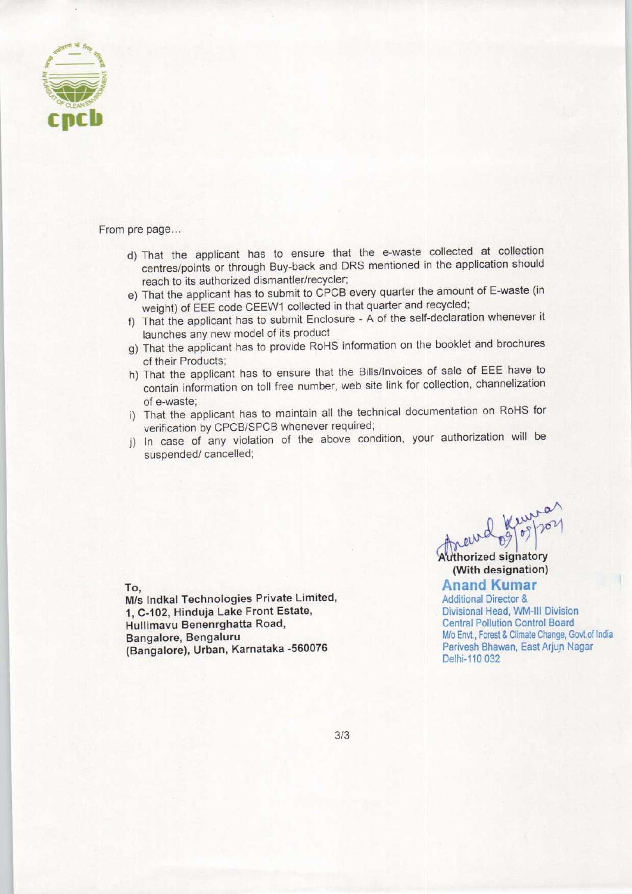From pre page...

d) That the applicant has to ensure that the e-waste collected at collection centres/points or through Buy-back and DRS mentioned in the application should reach to its authorized dismantler/recycler;

e) That the applicant has to submit to CPCB every quarter the amount of E-waste (in weight) of EEE code CEEW1 collected in that quarter and recycled;

f) That the applicant has to submit Enclosure - A of the self-declaration whenever it launches any new model of its product

g) That the applicant has to provide RoHS information on the booklet and brochures of their Products;

h) That the applicant has to ensure that the Bills/Invoices of sale of EEE have to contain information on toll free number, web site link for collection, channelization of e-waste;

i) That the applicant has to maintain all the technical documentation on RoHS for verification by CPCB/SPCB whenever required;

j) In case of any violation of the above condition, your authorization will be suspended/ cancelled;

Anand Kumar 09/09/2021

Authorized signatory
(With designation)

**Anand Kumar**
Additional Director &
Divisional Head, WM-III Division
Central Pollution Control Board
M/o Envt., Forest & Climate Change, Govt.of India
Parivesh Bhawan, East Arjun Nagar
Delhi-110 032

To,
M/s Indkal Technologies Private Limited,
1, C-102, Hinduja Lake Front Estate,
Hullimavu Benenrghatta Road,
Bangalore, Bengaluru
(Bangalore), Urban, Karnataka -560076